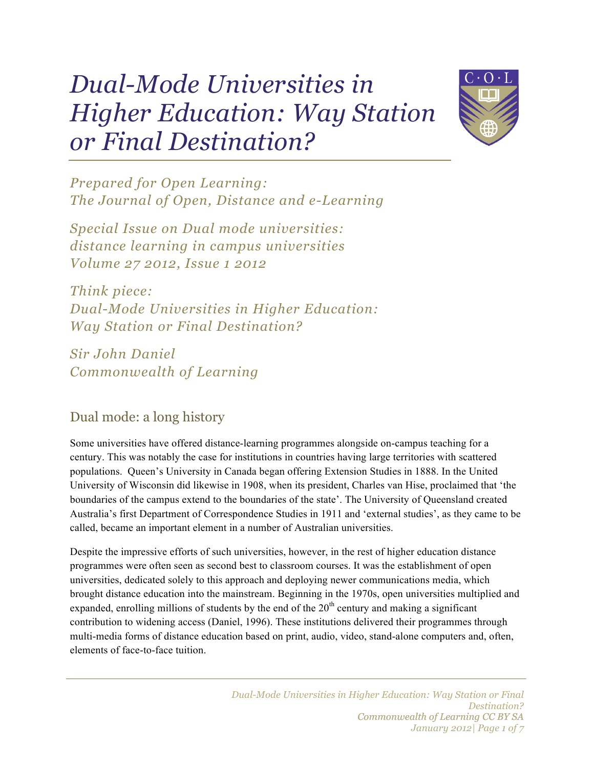# Dual-Mode Universities in Higher Education: Way Station or Final Destination?

*Prepared for Open Learning: The Journal of Open, Distance and e-Learning*

*Special Issue on Dual mode universities: distance learning in campus universities Volume 27 2012, Issue 1 2012*

*Think piece: Dual-Mode Universities in Higher Education: Way Station or Final Destination?*

*Sir John Daniel*
*Commonwealth of Learning*

## Dual mode: a long history

Some universities have offered distance-learning programmes alongside on-campus teaching for a century. This was notably the case for institutions in countries having large territories with scattered populations. Queen's University in Canada began offering Extension Studies in 1888. In the United University of Wisconsin did likewise in 1908, when its president, Charles van Hise, proclaimed that 'the boundaries of the campus extend to the boundaries of the state'. The University of Queensland created Australia's first Department of Correspondence Studies in 1911 and 'external studies', as they came to be called, became an important element in a number of Australian universities.

Despite the impressive efforts of such universities, however, in the rest of higher education distance programmes were often seen as second best to classroom courses. It was the establishment of open universities, dedicated solely to this approach and deploying newer communications media, which brought distance education into the mainstream. Beginning in the 1970s, open universities multiplied and expanded, enrolling millions of students by the end of the 20th century and making a significant contribution to widening access (Daniel, 1996). These institutions delivered their programmes through multi-media forms of distance education based on print, audio, video, stand-alone computers and, often, elements of face-to-face tuition.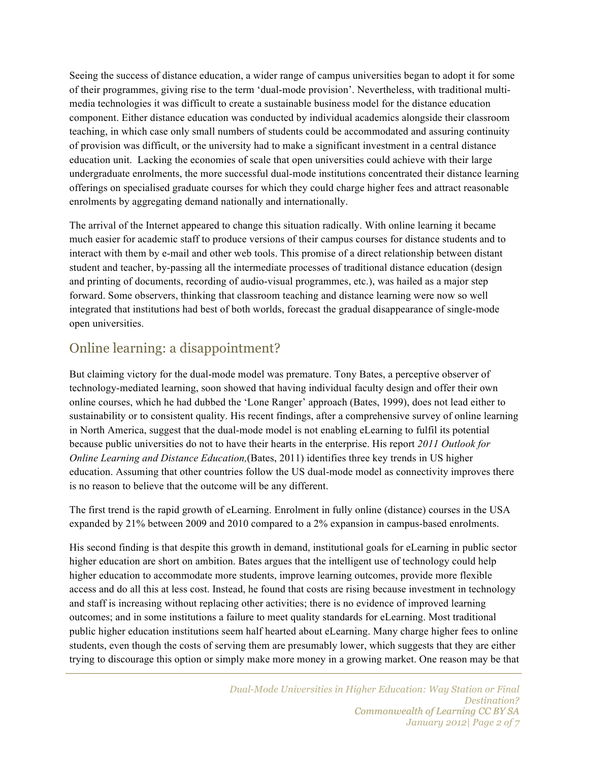Seeing the success of distance education, a wider range of campus universities began to adopt it for some of their programmes, giving rise to the term 'dual-mode provision'. Nevertheless, with traditional multi-media technologies it was difficult to create a sustainable business model for the distance education component. Either distance education was conducted by individual academics alongside their classroom teaching, in which case only small numbers of students could be accommodated and assuring continuity of provision was difficult, or the university had to make a significant investment in a central distance education unit. Lacking the economies of scale that open universities could achieve with their large undergraduate enrolments, the more successful dual-mode institutions concentrated their distance learning offerings on specialised graduate courses for which they could charge higher fees and attract reasonable enrolments by aggregating demand nationally and internationally.

The arrival of the Internet appeared to change this situation radically. With online learning it became much easier for academic staff to produce versions of their campus courses for distance students and to interact with them by e-mail and other web tools. This promise of a direct relationship between distant student and teacher, by-passing all the intermediate processes of traditional distance education (design and printing of documents, recording of audio-visual programmes, etc.), was hailed as a major step forward. Some observers, thinking that classroom teaching and distance learning were now so well integrated that institutions had best of both worlds, forecast the gradual disappearance of single-mode open universities.

## Online learning: a disappointment?

But claiming victory for the dual-mode model was premature. Tony Bates, a perceptive observer of technology-mediated learning, soon showed that having individual faculty design and offer their own online courses, which he had dubbed the 'Lone Ranger' approach (Bates, 1999), does not lead either to sustainability or to consistent quality. His recent findings, after a comprehensive survey of online learning in North America, suggest that the dual-mode model is not enabling eLearning to fulfil its potential because public universities do not to have their hearts in the enterprise. His report *2011 Outlook for Online Learning and Distance Education,*(Bates, 2011) identifies three key trends in US higher education. Assuming that other countries follow the US dual-mode model as connectivity improves there is no reason to believe that the outcome will be any different.

The first trend is the rapid growth of eLearning. Enrolment in fully online (distance) courses in the USA expanded by 21% between 2009 and 2010 compared to a 2% expansion in campus-based enrolments.

His second finding is that despite this growth in demand, institutional goals for eLearning in public sector higher education are short on ambition. Bates argues that the intelligent use of technology could help higher education to accommodate more students, improve learning outcomes, provide more flexible access and do all this at less cost. Instead, he found that costs are rising because investment in technology and staff is increasing without replacing other activities; there is no evidence of improved learning outcomes; and in some institutions a failure to meet quality standards for eLearning. Most traditional public higher education institutions seem half hearted about eLearning. Many charge higher fees to online students, even though the costs of serving them are presumably lower, which suggests that they are either trying to discourage this option or simply make more money in a growing market. One reason may be that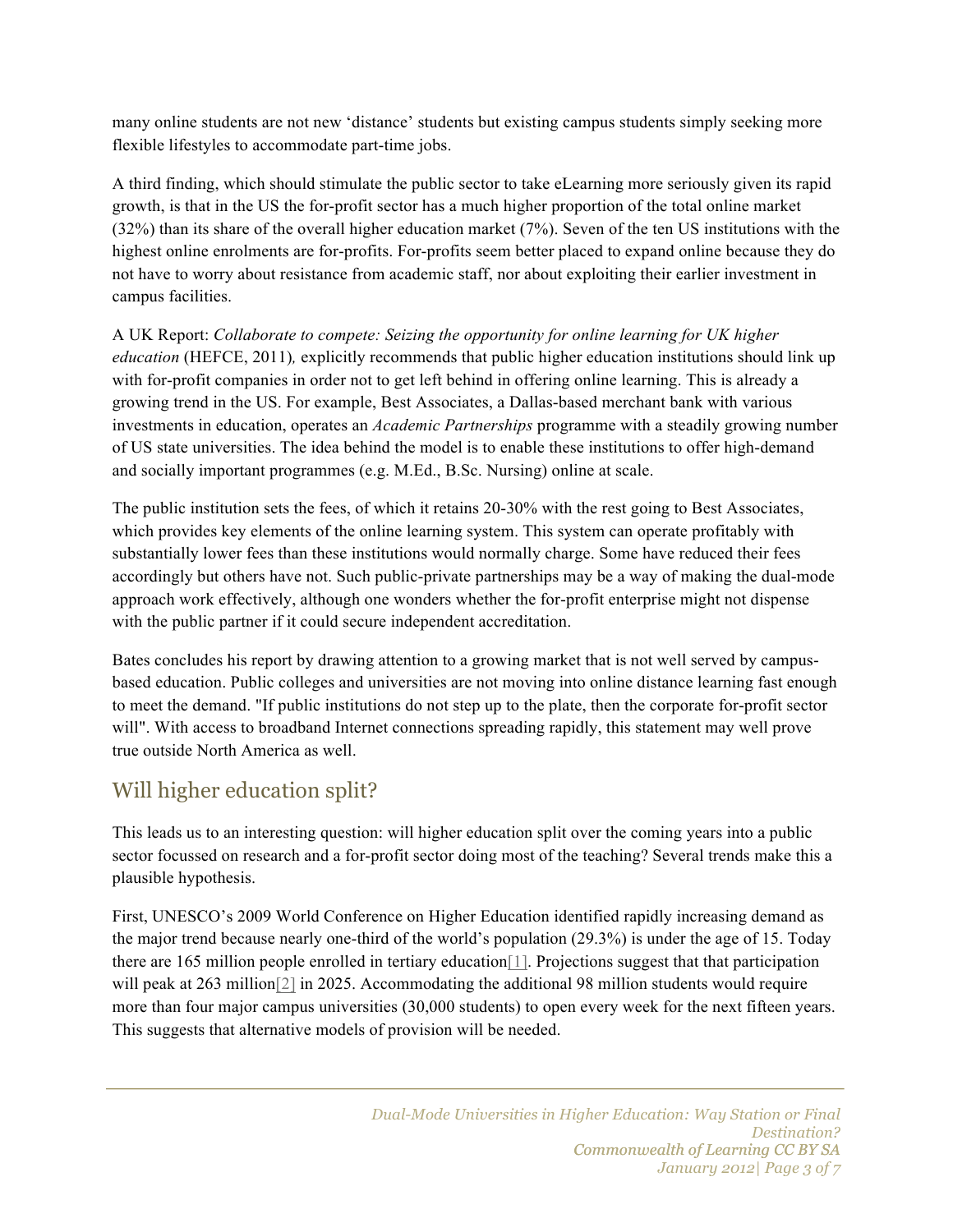many online students are not new 'distance' students but existing campus students simply seeking more flexible lifestyles to accommodate part-time jobs.

A third finding, which should stimulate the public sector to take eLearning more seriously given its rapid growth, is that in the US the for-profit sector has a much higher proportion of the total online market (32%) than its share of the overall higher education market (7%). Seven of the ten US institutions with the highest online enrolments are for-profits. For-profits seem better placed to expand online because they do not have to worry about resistance from academic staff, nor about exploiting their earlier investment in campus facilities.

A UK Report: *Collaborate to compete: Seizing the opportunity for online learning for UK higher education* (HEFCE, 2011)*,* explicitly recommends that public higher education institutions should link up with for-profit companies in order not to get left behind in offering online learning. This is already a growing trend in the US. For example, Best Associates, a Dallas-based merchant bank with various investments in education, operates an *Academic Partnerships* programme with a steadily growing number of US state universities. The idea behind the model is to enable these institutions to offer high-demand and socially important programmes (e.g. M.Ed., B.Sc. Nursing) online at scale.

The public institution sets the fees, of which it retains 20-30% with the rest going to Best Associates, which provides key elements of the online learning system. This system can operate profitably with substantially lower fees than these institutions would normally charge. Some have reduced their fees accordingly but others have not. Such public-private partnerships may be a way of making the dual-mode approach work effectively, although one wonders whether the for-profit enterprise might not dispense with the public partner if it could secure independent accreditation.

Bates concludes his report by drawing attention to a growing market that is not well served by campus-based education. Public colleges and universities are not moving into online distance learning fast enough to meet the demand. "If public institutions do not step up to the plate, then the corporate for-profit sector will". With access to broadband Internet connections spreading rapidly, this statement may well prove true outside North America as well.

## Will higher education split?

This leads us to an interesting question: will higher education split over the coming years into a public sector focussed on research and a for-profit sector doing most of the teaching? Several trends make this a plausible hypothesis.

First, UNESCO's 2009 World Conference on Higher Education identified rapidly increasing demand as the major trend because nearly one-third of the world's population (29.3%) is under the age of 15. Today there are 165 million people enrolled in tertiary education[1]. Projections suggest that that participation will peak at 263 million[2] in 2025. Accommodating the additional 98 million students would require more than four major campus universities (30,000 students) to open every week for the next fifteen years. This suggests that alternative models of provision will be needed.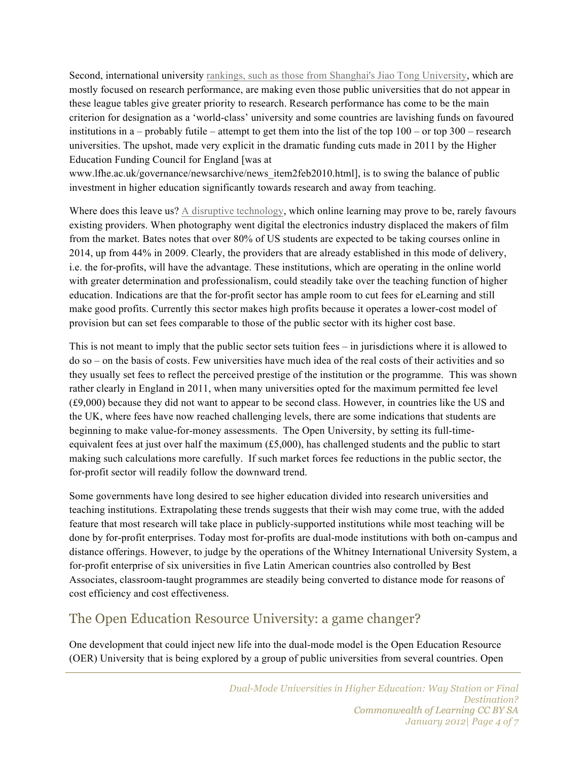Second, international university rankings, such as those from Shanghai's Jiao Tong University, which are mostly focused on research performance, are making even those public universities that do not appear in these league tables give greater priority to research. Research performance has come to be the main criterion for designation as a 'world-class' university and some countries are lavishing funds on favoured institutions in a – probably futile – attempt to get them into the list of the top 100 – or top 300 – research universities. The upshot, made very explicit in the dramatic funding cuts made in 2011 by the Higher Education Funding Council for England [was at www.lfhe.ac.uk/governance/newsarchive/news_item2feb2010.html], is to swing the balance of public investment in higher education significantly towards research and away from teaching.

Where does this leave us? A disruptive technology, which online learning may prove to be, rarely favours existing providers. When photography went digital the electronics industry displaced the makers of film from the market. Bates notes that over 80% of US students are expected to be taking courses online in 2014, up from 44% in 2009. Clearly, the providers that are already established in this mode of delivery, i.e. the for-profits, will have the advantage. These institutions, which are operating in the online world with greater determination and professionalism, could steadily take over the teaching function of higher education. Indications are that the for-profit sector has ample room to cut fees for eLearning and still make good profits. Currently this sector makes high profits because it operates a lower-cost model of provision but can set fees comparable to those of the public sector with its higher cost base.

This is not meant to imply that the public sector sets tuition fees – in jurisdictions where it is allowed to do so – on the basis of costs. Few universities have much idea of the real costs of their activities and so they usually set fees to reflect the perceived prestige of the institution or the programme. This was shown rather clearly in England in 2011, when many universities opted for the maximum permitted fee level (£9,000) because they did not want to appear to be second class. However, in countries like the US and the UK, where fees have now reached challenging levels, there are some indications that students are beginning to make value-for-money assessments. The Open University, by setting its full-time-equivalent fees at just over half the maximum (£5,000), has challenged students and the public to start making such calculations more carefully. If such market forces fee reductions in the public sector, the for-profit sector will readily follow the downward trend.

Some governments have long desired to see higher education divided into research universities and teaching institutions. Extrapolating these trends suggests that their wish may come true, with the added feature that most research will take place in publicly-supported institutions while most teaching will be done by for-profit enterprises. Today most for-profits are dual-mode institutions with both on-campus and distance offerings. However, to judge by the operations of the Whitney International University System, a for-profit enterprise of six universities in five Latin American countries also controlled by Best Associates, classroom-taught programmes are steadily being converted to distance mode for reasons of cost efficiency and cost effectiveness.

## The Open Education Resource University: a game changer?

One development that could inject new life into the dual-mode model is the Open Education Resource (OER) University that is being explored by a group of public universities from several countries. Open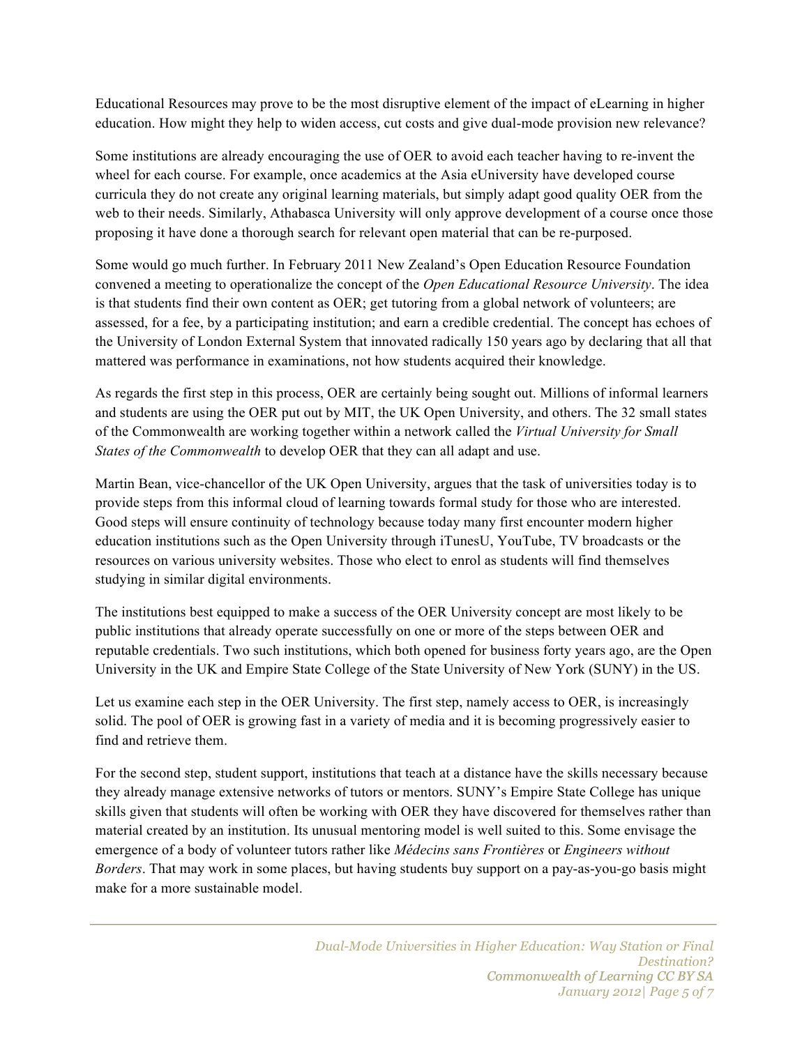Educational Resources may prove to be the most disruptive element of the impact of eLearning in higher education. How might they help to widen access, cut costs and give dual-mode provision new relevance?

Some institutions are already encouraging the use of OER to avoid each teacher having to re-invent the wheel for each course. For example, once academics at the Asia eUniversity have developed course curricula they do not create any original learning materials, but simply adapt good quality OER from the web to their needs. Similarly, Athabasca University will only approve development of a course once those proposing it have done a thorough search for relevant open material that can be re-purposed.

Some would go much further. In February 2011 New Zealand's Open Education Resource Foundation convened a meeting to operationalize the concept of the *Open Educational Resource University*. The idea is that students find their own content as OER; get tutoring from a global network of volunteers; are assessed, for a fee, by a participating institution; and earn a credible credential. The concept has echoes of the University of London External System that innovated radically 150 years ago by declaring that all that mattered was performance in examinations, not how students acquired their knowledge.

As regards the first step in this process, OER are certainly being sought out. Millions of informal learners and students are using the OER put out by MIT, the UK Open University, and others. The 32 small states of the Commonwealth are working together within a network called the *Virtual University for Small States of the Commonwealth* to develop OER that they can all adapt and use.

Martin Bean, vice-chancellor of the UK Open University, argues that the task of universities today is to provide steps from this informal cloud of learning towards formal study for those who are interested. Good steps will ensure continuity of technology because today many first encounter modern higher education institutions such as the Open University through iTunesU, YouTube, TV broadcasts or the resources on various university websites. Those who elect to enrol as students will find themselves studying in similar digital environments.

The institutions best equipped to make a success of the OER University concept are most likely to be public institutions that already operate successfully on one or more of the steps between OER and reputable credentials. Two such institutions, which both opened for business forty years ago, are the Open University in the UK and Empire State College of the State University of New York (SUNY) in the US.

Let us examine each step in the OER University. The first step, namely access to OER, is increasingly solid. The pool of OER is growing fast in a variety of media and it is becoming progressively easier to find and retrieve them.

For the second step, student support, institutions that teach at a distance have the skills necessary because they already manage extensive networks of tutors or mentors. SUNY's Empire State College has unique skills given that students will often be working with OER they have discovered for themselves rather than material created by an institution. Its unusual mentoring model is well suited to this. Some envisage the emergence of a body of volunteer tutors rather like *Médecins sans Frontières* or *Engineers without Borders*. That may work in some places, but having students buy support on a pay-as-you-go basis might make for a more sustainable model.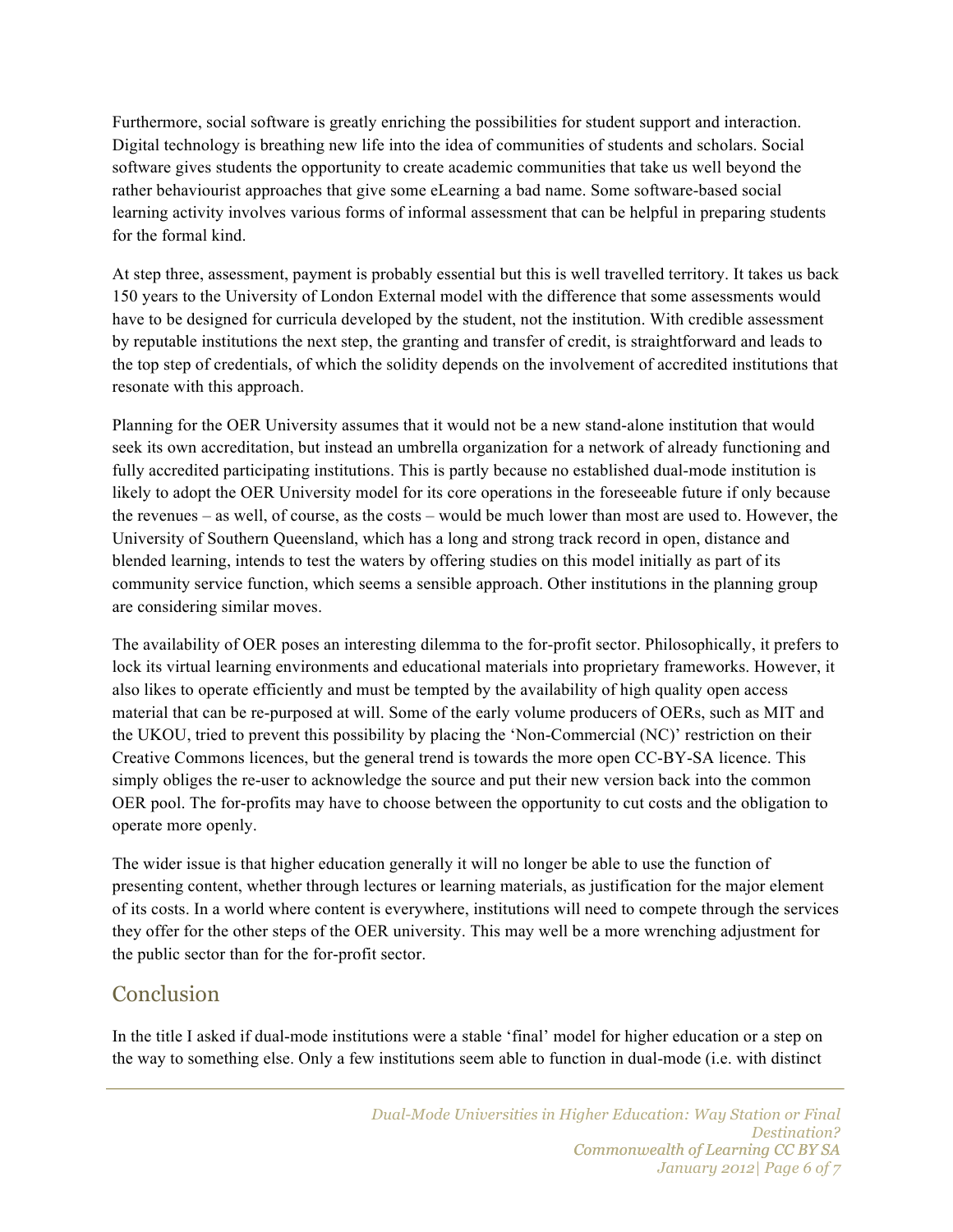Furthermore, social software is greatly enriching the possibilities for student support and interaction. Digital technology is breathing new life into the idea of communities of students and scholars. Social software gives students the opportunity to create academic communities that take us well beyond the rather behaviourist approaches that give some eLearning a bad name. Some software-based social learning activity involves various forms of informal assessment that can be helpful in preparing students for the formal kind.

At step three, assessment, payment is probably essential but this is well travelled territory. It takes us back 150 years to the University of London External model with the difference that some assessments would have to be designed for curricula developed by the student, not the institution. With credible assessment by reputable institutions the next step, the granting and transfer of credit, is straightforward and leads to the top step of credentials, of which the solidity depends on the involvement of accredited institutions that resonate with this approach.

Planning for the OER University assumes that it would not be a new stand-alone institution that would seek its own accreditation, but instead an umbrella organization for a network of already functioning and fully accredited participating institutions. This is partly because no established dual-mode institution is likely to adopt the OER University model for its core operations in the foreseeable future if only because the revenues – as well, of course, as the costs – would be much lower than most are used to. However, the University of Southern Queensland, which has a long and strong track record in open, distance and blended learning, intends to test the waters by offering studies on this model initially as part of its community service function, which seems a sensible approach. Other institutions in the planning group are considering similar moves.

The availability of OER poses an interesting dilemma to the for-profit sector. Philosophically, it prefers to lock its virtual learning environments and educational materials into proprietary frameworks. However, it also likes to operate efficiently and must be tempted by the availability of high quality open access material that can be re-purposed at will. Some of the early volume producers of OERs, such as MIT and the UKOU, tried to prevent this possibility by placing the 'Non-Commercial (NC)' restriction on their Creative Commons licences, but the general trend is towards the more open CC-BY-SA licence. This simply obliges the re-user to acknowledge the source and put their new version back into the common OER pool. The for-profits may have to choose between the opportunity to cut costs and the obligation to operate more openly.

The wider issue is that higher education generally it will no longer be able to use the function of presenting content, whether through lectures or learning materials, as justification for the major element of its costs. In a world where content is everywhere, institutions will need to compete through the services they offer for the other steps of the OER university. This may well be a more wrenching adjustment for the public sector than for the for-profit sector.

## Conclusion

In the title I asked if dual-mode institutions were a stable 'final' model for higher education or a step on the way to something else. Only a few institutions seem able to function in dual-mode (i.e. with distinct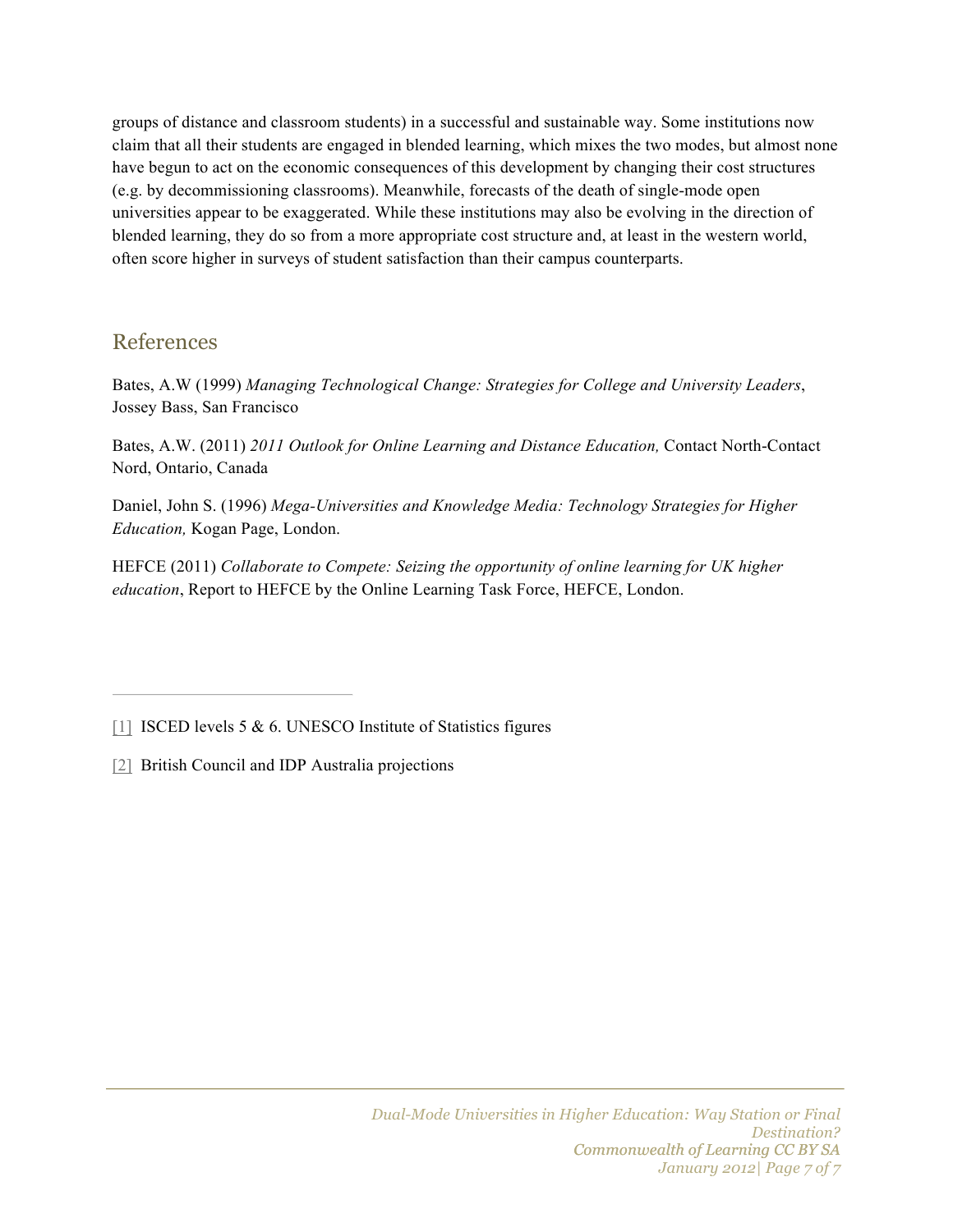groups of distance and classroom students) in a successful and sustainable way. Some institutions now claim that all their students are engaged in blended learning, which mixes the two modes, but almost none have begun to act on the economic consequences of this development by changing their cost structures (e.g. by decommissioning classrooms). Meanwhile, forecasts of the death of single-mode open universities appear to be exaggerated. While these institutions may also be evolving in the direction of blended learning, they do so from a more appropriate cost structure and, at least in the western world, often score higher in surveys of student satisfaction than their campus counterparts.

## References

Bates, A.W (1999) *Managing Technological Change: Strategies for College and University Leaders*, Jossey Bass, San Francisco

Bates, A.W. (2011) *2011 Outlook for Online Learning and Distance Education,* Contact North-Contact Nord, Ontario, Canada

Daniel, John S. (1996) *Mega-Universities and Knowledge Media: Technology Strategies for Higher Education,* Kogan Page, London.

HEFCE (2011) *Collaborate to Compete: Seizing the opportunity of online learning for UK higher education*, Report to HEFCE by the Online Learning Task Force, HEFCE, London.

---

[1] ISCED levels 5 & 6. UNESCO Institute of Statistics figures

[2] British Council and IDP Australia projections